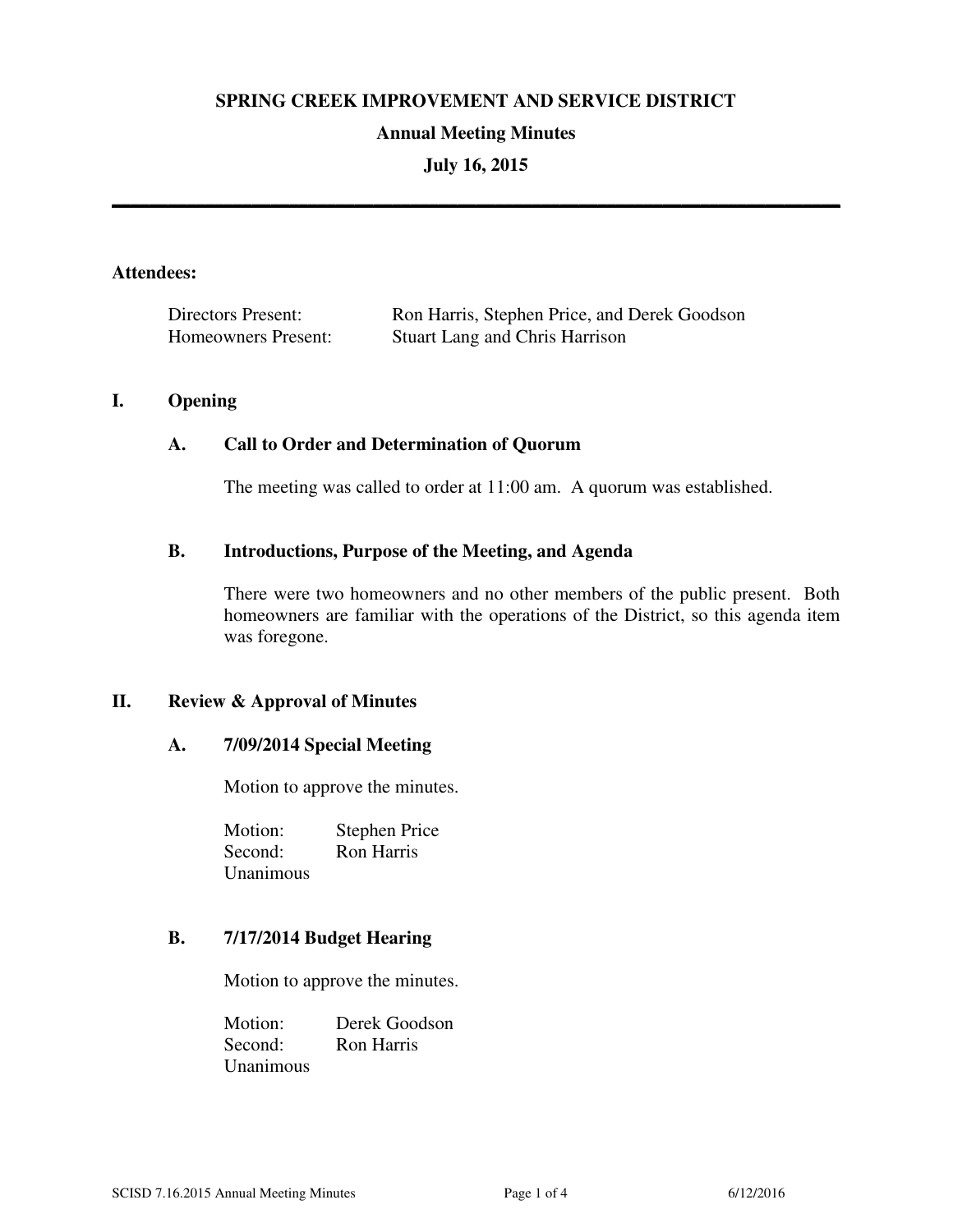# SPRING CREEK IMPROVEMENT AND SERVICE DISTRICT

## Annual Meeting Minutes

## July 16, 2015

---

**Attendees:**

| | |
|---|---|
| Directors Present: | Ron Harris, Stephen Price, and Derek Goodson |
| Homeowners Present: | Stuart Lang and Chris Harrison |

## I. Opening

### A. Call to Order and Determination of Quorum

The meeting was called to order at 11:00 am. A quorum was established.

### B. Introductions, Purpose of the Meeting, and Agenda

There were two homeowners and no other members of the public present. Both homeowners are familiar with the operations of the District, so this agenda item was foregone.

## II. Review & Approval of Minutes

### A. 7/09/2014 Special Meeting

Motion to approve the minutes.

Motion: Stephen Price
Second: Ron Harris
Unanimous

### B. 7/17/2014 Budget Hearing

Motion to approve the minutes.

Motion: Derek Goodson
Second: Ron Harris
Unanimous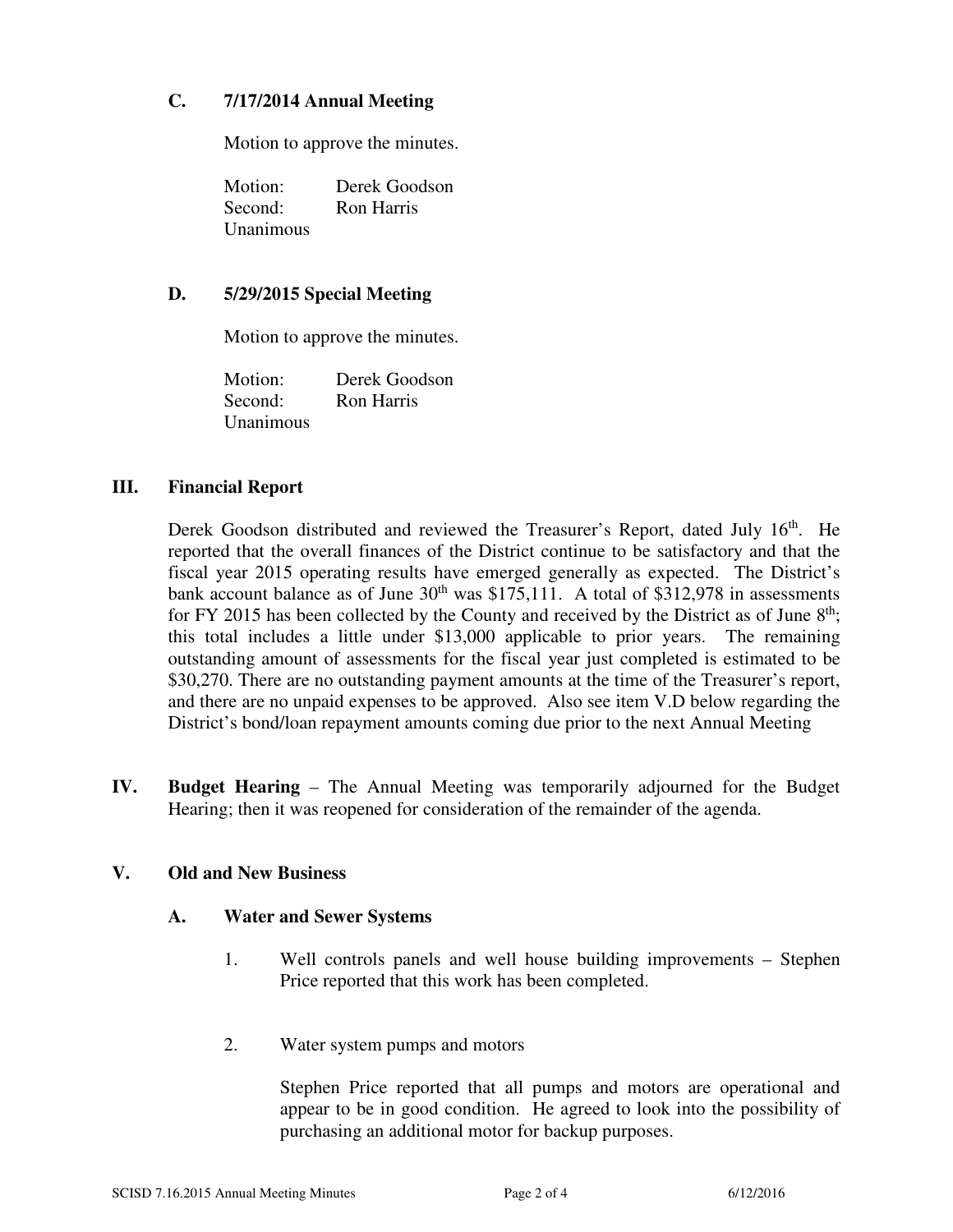### C. 7/17/2014 Annual Meeting

Motion to approve the minutes.

Motion: Derek Goodson
Second: Ron Harris
Unanimous

### D. 5/29/2015 Special Meeting

Motion to approve the minutes.

Motion: Derek Goodson
Second: Ron Harris
Unanimous

## III. Financial Report

Derek Goodson distributed and reviewed the Treasurer's Report, dated July 16th. He reported that the overall finances of the District continue to be satisfactory and that the fiscal year 2015 operating results have emerged generally as expected. The District's bank account balance as of June 30th was $175,111. A total of $312,978 in assessments for FY 2015 has been collected by the County and received by the District as of June 8th; this total includes a little under $13,000 applicable to prior years. The remaining outstanding amount of assessments for the fiscal year just completed is estimated to be $30,270. There are no outstanding payment amounts at the time of the Treasurer's report, and there are no unpaid expenses to be approved. Also see item V.D below regarding the District's bond/loan repayment amounts coming due prior to the next Annual Meeting

## IV. Budget Hearing

**Budget Hearing** – The Annual Meeting was temporarily adjourned for the Budget Hearing; then it was reopened for consideration of the remainder of the agenda.

## V. Old and New Business

### A. Water and Sewer Systems

1. Well controls panels and well house building improvements – Stephen Price reported that this work has been completed.

2. Water system pumps and motors

   Stephen Price reported that all pumps and motors are operational and appear to be in good condition. He agreed to look into the possibility of purchasing an additional motor for backup purposes.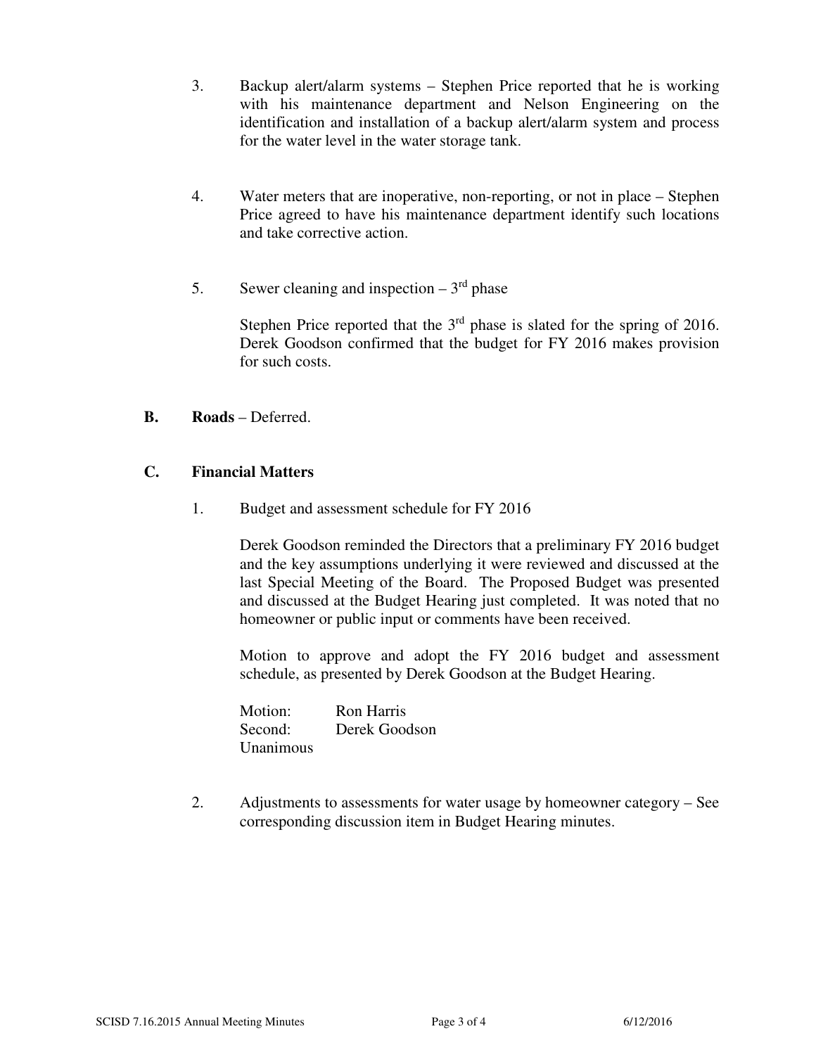3. Backup alert/alarm systems – Stephen Price reported that he is working with his maintenance department and Nelson Engineering on the identification and installation of a backup alert/alarm system and process for the water level in the water storage tank.

4. Water meters that are inoperative, non-reporting, or not in place – Stephen Price agreed to have his maintenance department identify such locations and take corrective action.

5. Sewer cleaning and inspection – 3rd phase

   Stephen Price reported that the 3rd phase is slated for the spring of 2016. Derek Goodson confirmed that the budget for FY 2016 makes provision for such costs.

**B. Roads** – Deferred.

**C. Financial Matters**

1. Budget and assessment schedule for FY 2016

   Derek Goodson reminded the Directors that a preliminary FY 2016 budget and the key assumptions underlying it were reviewed and discussed at the last Special Meeting of the Board. The Proposed Budget was presented and discussed at the Budget Hearing just completed. It was noted that no homeowner or public input or comments have been received.

   Motion to approve and adopt the FY 2016 budget and assessment schedule, as presented by Derek Goodson at the Budget Hearing.

   Motion: Ron Harris
   Second: Derek Goodson
   Unanimous

2. Adjustments to assessments for water usage by homeowner category – See corresponding discussion item in Budget Hearing minutes.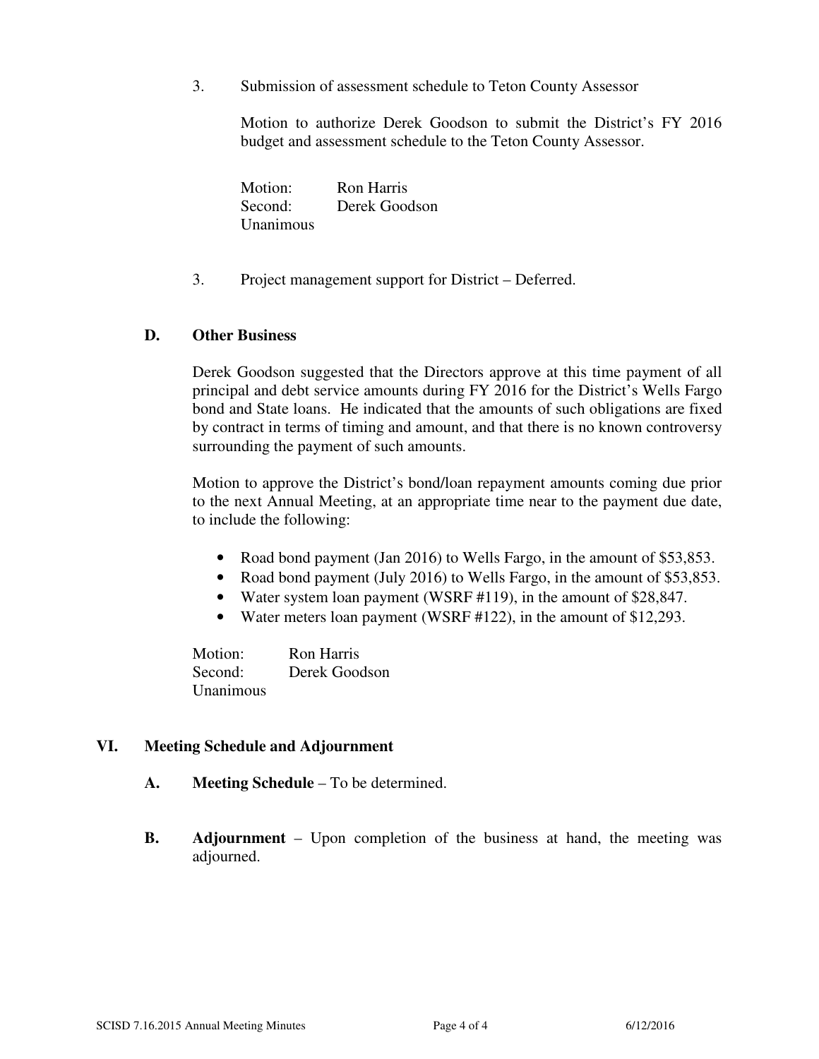3. Submission of assessment schedule to Teton County Assessor

Motion to authorize Derek Goodson to submit the District's FY 2016 budget and assessment schedule to the Teton County Assessor.

Motion: Ron Harris
Second: Derek Goodson
Unanimous

3. Project management support for District – Deferred.

### D. Other Business

Derek Goodson suggested that the Directors approve at this time payment of all principal and debt service amounts during FY 2016 for the District's Wells Fargo bond and State loans. He indicated that the amounts of such obligations are fixed by contract in terms of timing and amount, and that there is no known controversy surrounding the payment of such amounts.

Motion to approve the District's bond/loan repayment amounts coming due prior to the next Annual Meeting, at an appropriate time near to the payment due date, to include the following:

- Road bond payment (Jan 2016) to Wells Fargo, in the amount of $53,853.
- Road bond payment (July 2016) to Wells Fargo, in the amount of $53,853.
- Water system loan payment (WSRF #119), in the amount of $28,847.
- Water meters loan payment (WSRF #122), in the amount of $12,293.

Motion: Ron Harris
Second: Derek Goodson
Unanimous

## VI. Meeting Schedule and Adjournment

**A. Meeting Schedule** – To be determined.

**B. Adjournment** – Upon completion of the business at hand, the meeting was adjourned.